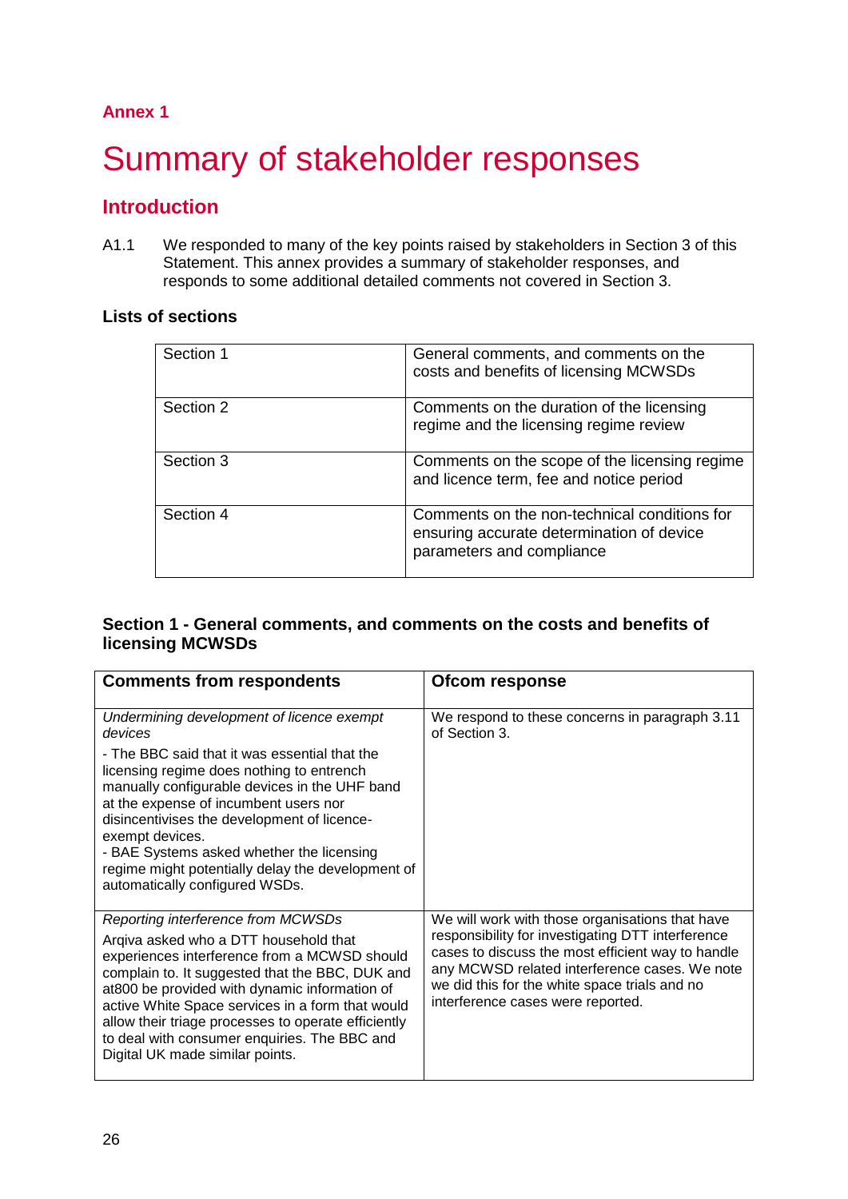## Annex 1

# Summary of stakeholder responses

## Introduction

A1.1 We responded to many of the key points raised by stakeholders in Section 3 of this Statement. This annex provides a summary of stakeholder responses, and responds to some additional detailed comments not covered in Section 3.

### Lists of sections

| | |
|---|---|
| Section 1 | General comments, and comments on the costs and benefits of licensing MCWSDs |
| Section 2 | Comments on the duration of the licensing regime and the licensing regime review |
| Section 3 | Comments on the scope of the licensing regime and licence term, fee and notice period |
| Section 4 | Comments on the non-technical conditions for ensuring accurate determination of device parameters and compliance |

### Section 1 - General comments, and comments on the costs and benefits of licensing MCWSDs

| Comments from respondents | Ofcom response |
|---|---|
| *Undermining development of licence exempt devices*<br><br>- The BBC said that it was essential that the licensing regime does nothing to entrench manually configurable devices in the UHF band at the expense of incumbent users nor disincentivises the development of licence-exempt devices.<br>- BAE Systems asked whether the licensing regime might potentially delay the development of automatically configured WSDs. | We respond to these concerns in paragraph 3.11 of Section 3. |
| *Reporting interference from MCWSDs*<br><br>Arqiva asked who a DTT household that experiences interference from a MCWSD should complain to. It suggested that the BBC, DUK and at800 be provided with dynamic information of active White Space services in a form that would allow their triage processes to operate efficiently to deal with consumer enquiries. The BBC and Digital UK made similar points. | We will work with those organisations that have responsibility for investigating DTT interference cases to discuss the most efficient way to handle any MCWSD related interference cases. We note we did this for the white space trials and no interference cases were reported. |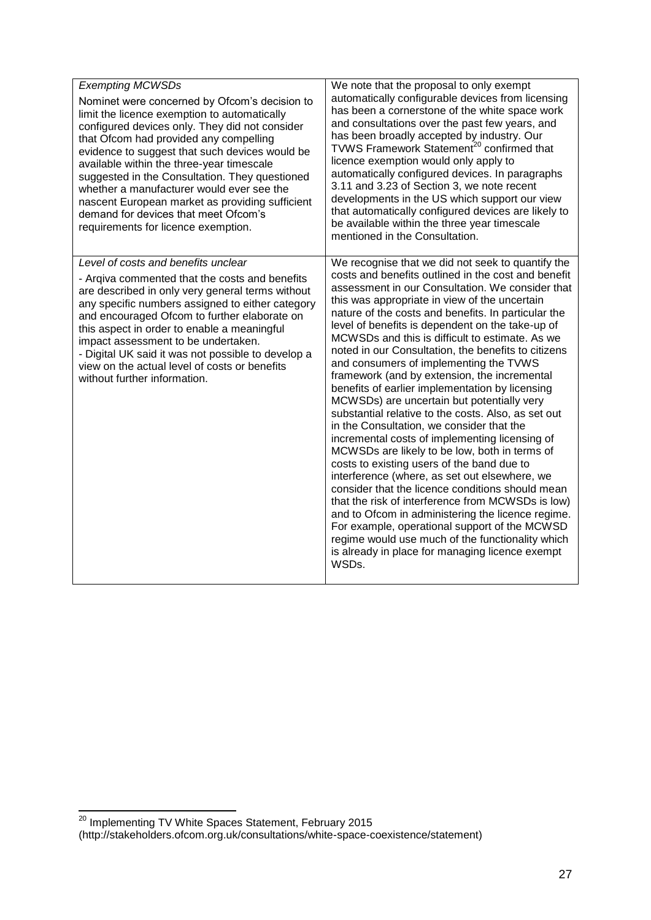| | |
|---|---|
| *Exempting MCWSDs*<br><br>Nominet were concerned by Ofcom's decision to limit the licence exemption to automatically configured devices only. They did not consider that Ofcom had provided any compelling evidence to suggest that such devices would be available within the three-year timescale suggested in the Consultation. They questioned whether a manufacturer would ever see the nascent European market as providing sufficient demand for devices that meet Ofcom's requirements for licence exemption. | We note that the proposal to only exempt automatically configurable devices from licensing has been a cornerstone of the white space work and consultations over the past few years, and has been broadly accepted by industry. Our TVWS Framework Statement[20] confirmed that licence exemption would only apply to automatically configured devices. In paragraphs 3.11 and 3.23 of Section 3, we note recent developments in the US which support our view that automatically configured devices are likely to be available within the three year timescale mentioned in the Consultation. |
| *Level of costs and benefits unclear*<br><br>- Arqiva commented that the costs and benefits are described in only very general terms without any specific numbers assigned to either category and encouraged Ofcom to further elaborate on this aspect in order to enable a meaningful impact assessment to be undertaken.<br>- Digital UK said it was not possible to develop a view on the actual level of costs or benefits without further information. | We recognise that we did not seek to quantify the costs and benefits outlined in the cost and benefit assessment in our Consultation. We consider that this was appropriate in view of the uncertain nature of the costs and benefits. In particular the level of benefits is dependent on the take-up of MCWSDs and this is difficult to estimate. As we noted in our Consultation, the benefits to citizens and consumers of implementing the TVWS framework (and by extension, the incremental benefits of earlier implementation by licensing MCWSDs) are uncertain but potentially very substantial relative to the costs. Also, as set out in the Consultation, we consider that the incremental costs of implementing licensing of MCWSDs are likely to be low, both in terms of costs to existing users of the band due to interference (where, as set out elsewhere, we consider that the licence conditions should mean that the risk of interference from MCWSDs is low) and to Ofcom in administering the licence regime. For example, operational support of the MCWSD regime would use much of the functionality which is already in place for managing licence exempt WSDs. |

[20] Implementing TV White Spaces Statement, February 2015 (http://stakeholders.ofcom.org.uk/consultations/white-space-coexistence/statement)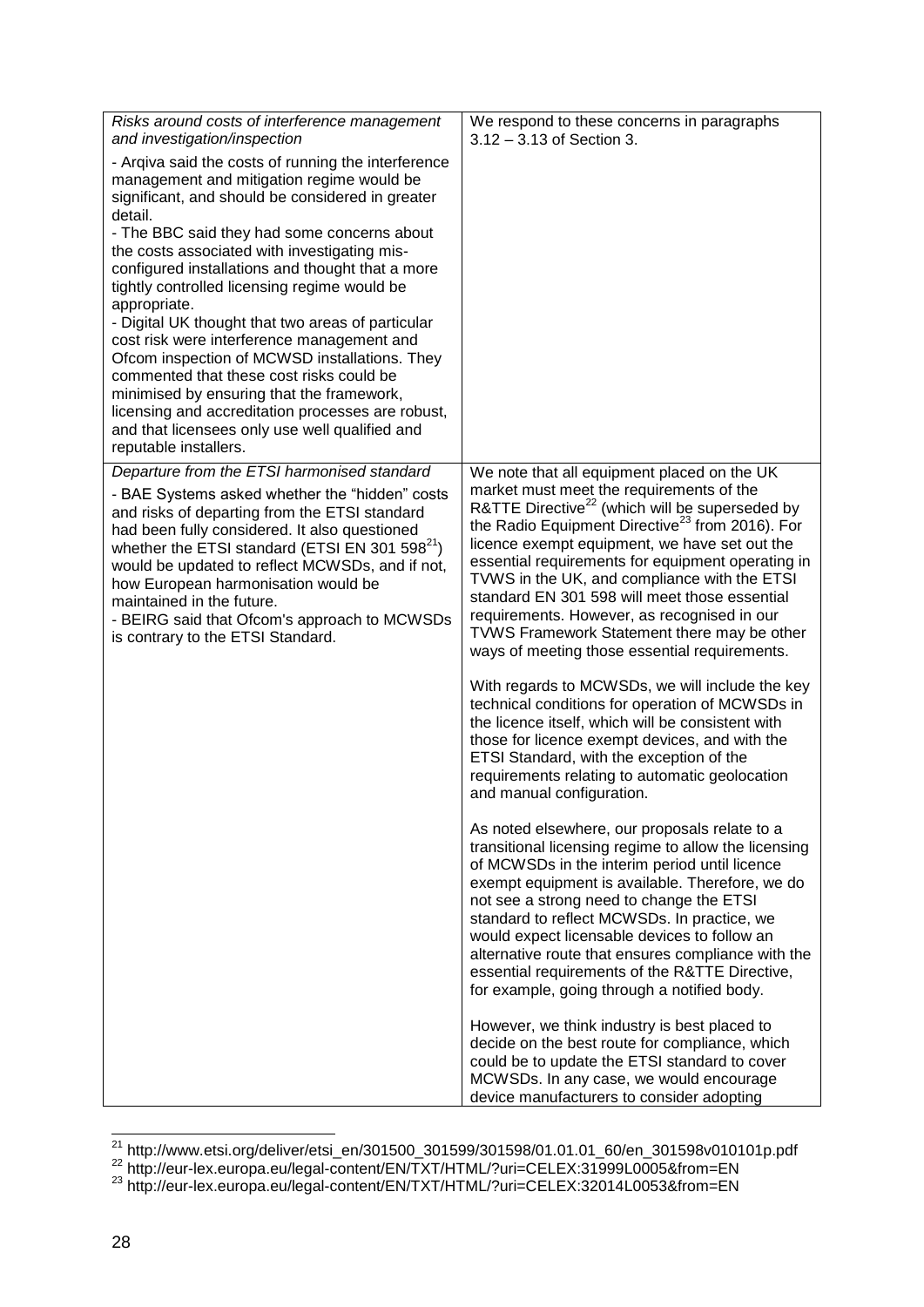| | |
|---|---|
| *Risks around costs of interference management and investigation/inspection*<br><br>- Arqiva said the costs of running the interference management and mitigation regime would be significant, and should be considered in greater detail.<br>- The BBC said they had some concerns about the costs associated with investigating mis-configured installations and thought that a more tightly controlled licensing regime would be appropriate.<br>- Digital UK thought that two areas of particular cost risk were interference management and Ofcom inspection of MCWSD installations. They commented that these cost risks could be minimised by ensuring that the framework, licensing and accreditation processes are robust, and that licensees only use well qualified and reputable installers. | We respond to these concerns in paragraphs 3.12 – 3.13 of Section 3. |
| *Departure from the ETSI harmonised standard*<br><br>- BAE Systems asked whether the "hidden" costs and risks of departing from the ETSI standard had been fully considered. It also questioned whether the ETSI standard (ETSI EN 301 598[21]) would be updated to reflect MCWSDs, and if not, how European harmonisation would be maintained in the future.<br>- BEIRG said that Ofcom's approach to MCWSDs is contrary to the ETSI Standard. | We note that all equipment placed on the UK market must meet the requirements of the R&TTE Directive[22] (which will be superseded by the Radio Equipment Directive[23] from 2016). For licence exempt equipment, we have set out the essential requirements for equipment operating in TVWS in the UK, and compliance with the ETSI standard EN 301 598 will meet those essential requirements. However, as recognised in our TVWS Framework Statement there may be other ways of meeting those essential requirements.<br><br>With regards to MCWSDs, we will include the key technical conditions for operation of MCWSDs in the licence itself, which will be consistent with those for licence exempt devices, and with the ETSI Standard, with the exception of the requirements relating to automatic geolocation and manual configuration.<br><br>As noted elsewhere, our proposals relate to a transitional licensing regime to allow the licensing of MCWSDs in the interim period until licence exempt equipment is available. Therefore, we do not see a strong need to change the ETSI standard to reflect MCWSDs. In practice, we would expect licensable devices to follow an alternative route that ensures compliance with the essential requirements of the R&TTE Directive, for example, going through a notified body.<br><br>However, we think industry is best placed to decide on the best route for compliance, which could be to update the ETSI standard to cover MCWSDs. In any case, we would encourage device manufacturers to consider adopting |

[21] http://www.etsi.org/deliver/etsi_en/301500_301599/301598/01.01.01_60/en_301598v010101p.pdf

[22] http://eur-lex.europa.eu/legal-content/EN/TXT/HTML/?uri=CELEX:31999L0005&from=EN

[23] http://eur-lex.europa.eu/legal-content/EN/TXT/HTML/?uri=CELEX:32014L0053&from=EN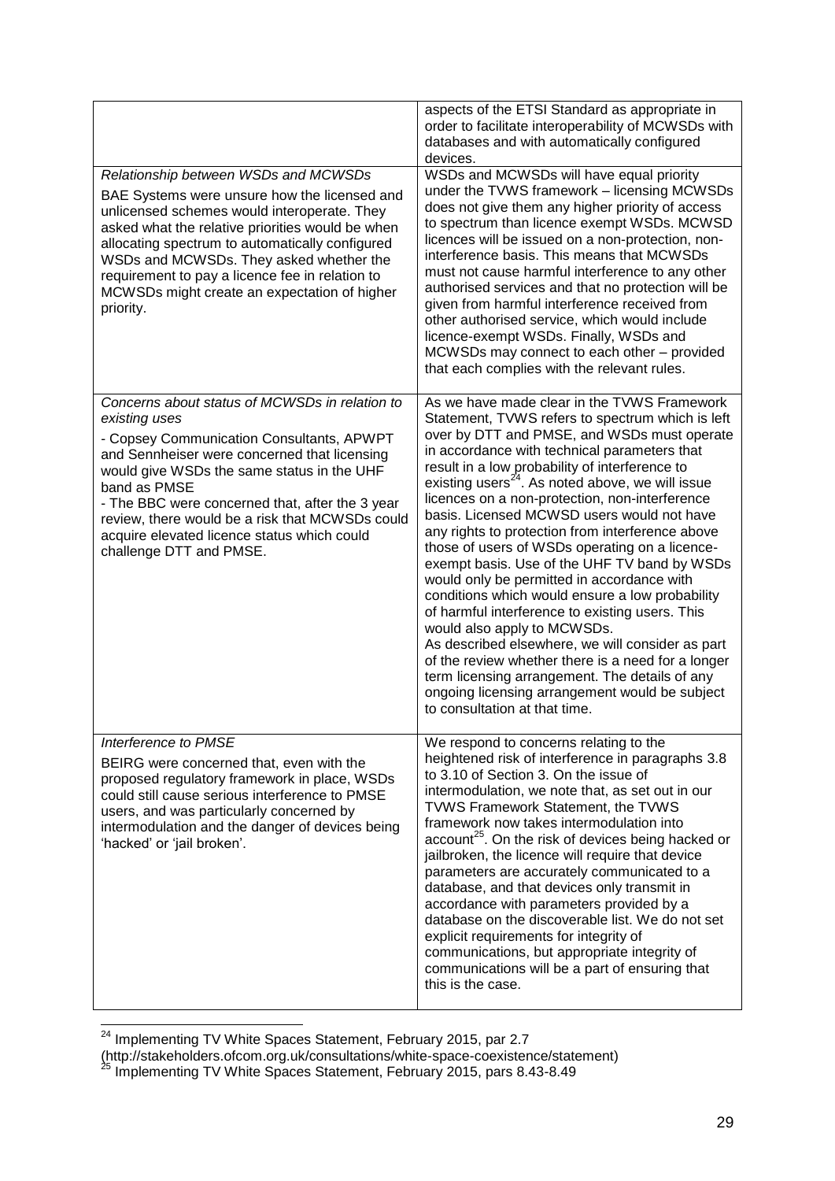| | |
|---|---|
| | aspects of the ETSI Standard as appropriate in order to facilitate interoperability of MCWSDs with databases and with automatically configured devices. |
| *Relationship between WSDs and MCWSDs*<br><br>BAE Systems were unsure how the licensed and unlicensed schemes would interoperate. They asked what the relative priorities would be when allocating spectrum to automatically configured WSDs and MCWSDs. They asked whether the requirement to pay a licence fee in relation to MCWSDs might create an expectation of higher priority. | WSDs and MCWSDs will have equal priority under the TVWS framework – licensing MCWSDs does not give them any higher priority of access to spectrum than licence exempt WSDs. MCWSD licences will be issued on a non-protection, non-interference basis. This means that MCWSDs must not cause harmful interference to any other authorised services and that no protection will be given from harmful interference received from other authorised service, which would include licence-exempt WSDs. Finally, WSDs and MCWSDs may connect to each other – provided that each complies with the relevant rules. |
| *Concerns about status of MCWSDs in relation to existing uses*<br><br>- Copsey Communication Consultants, APWPT and Sennheiser were concerned that licensing would give WSDs the same status in the UHF band as PMSE<br>- The BBC were concerned that, after the 3 year review, there would be a risk that MCWSDs could acquire elevated licence status which could challenge DTT and PMSE. | As we have made clear in the TVWS Framework Statement, TVWS refers to spectrum which is left over by DTT and PMSE, and WSDs must operate in accordance with technical parameters that result in a low probability of interference to existing users[24]. As noted above, we will issue licences on a non-protection, non-interference basis. Licensed MCWSD users would not have any rights to protection from interference above those of users of WSDs operating on a licence-exempt basis. Use of the UHF TV band by WSDs would only be permitted in accordance with conditions which would ensure a low probability of harmful interference to existing users. This would also apply to MCWSDs.<br>As described elsewhere, we will consider as part of the review whether there is a need for a longer term licensing arrangement. The details of any ongoing licensing arrangement would be subject to consultation at that time. |
| *Interference to PMSE*<br><br>BEIRG were concerned that, even with the proposed regulatory framework in place, WSDs could still cause serious interference to PMSE users, and was particularly concerned by intermodulation and the danger of devices being 'hacked' or 'jail broken'. | We respond to concerns relating to the heightened risk of interference in paragraphs 3.8 to 3.10 of Section 3. On the issue of intermodulation, we note that, as set out in our TVWS Framework Statement, the TVWS framework now takes intermodulation into account[25]. On the risk of devices being hacked or jailbroken, the licence will require that device parameters are accurately communicated to a database, and that devices only transmit in accordance with parameters provided by a database on the discoverable list. We do not set explicit requirements for integrity of communications, but appropriate integrity of communications will be a part of ensuring that this is the case. |

[24] Implementing TV White Spaces Statement, February 2015, par 2.7 (http://stakeholders.ofcom.org.uk/consultations/white-space-coexistence/statement)

[25] Implementing TV White Spaces Statement, February 2015, pars 8.43-8.49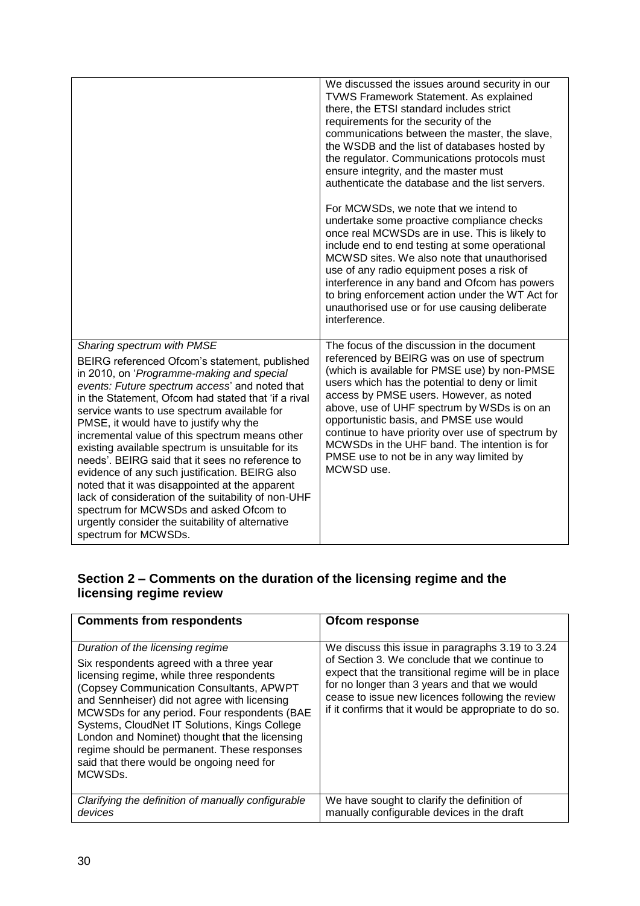| | |
|---|---|
| | We discussed the issues around security in our TVWS Framework Statement. As explained there, the ETSI standard includes strict requirements for the security of the communications between the master, the slave, the WSDB and the list of databases hosted by the regulator. Communications protocols must ensure integrity, and the master must authenticate the database and the list servers.<br><br>For MCWSDs, we note that we intend to undertake some proactive compliance checks once real MCWSDs are in use. This is likely to include end to end testing at some operational MCWSD sites. We also note that unauthorised use of any radio equipment poses a risk of interference in any band and Ofcom has powers to bring enforcement action under the WT Act for unauthorised use or for use causing deliberate interference. |
| *Sharing spectrum with PMSE*<br><br>BEIRG referenced Ofcom's statement, published in 2010, on '*Programme-making and special events: Future spectrum access*' and noted that in the Statement, Ofcom had stated that 'if a rival service wants to use spectrum available for PMSE, it would have to justify why the incremental value of this spectrum means other existing available spectrum is unsuitable for its needs'. BEIRG said that it sees no reference to evidence of any such justification. BEIRG also noted that it was disappointed at the apparent lack of consideration of the suitability of non-UHF spectrum for MCWSDs and asked Ofcom to urgently consider the suitability of alternative spectrum for MCWSDs. | The focus of the discussion in the document referenced by BEIRG was on use of spectrum (which is available for PMSE use) by non-PMSE users which has the potential to deny or limit access by PMSE users. However, as noted above, use of UHF spectrum by WSDs is on an opportunistic basis, and PMSE use would continue to have priority over use of spectrum by MCWSDs in the UHF band. The intention is for PMSE use to not be in any way limited by MCWSD use. |

## Section 2 – Comments on the duration of the licensing regime and the licensing regime review

| Comments from respondents | Ofcom response |
|---|---|
| *Duration of the licensing regime*<br><br>Six respondents agreed with a three year licensing regime, while three respondents (Copsey Communication Consultants, APWPT and Sennheiser) did not agree with licensing MCWSDs for any period. Four respondents (BAE Systems, CloudNet IT Solutions, Kings College London and Nominet) thought that the licensing regime should be permanent. These responses said that there would be ongoing need for MCWSDs. | We discuss this issue in paragraphs 3.19 to 3.24 of Section 3. We conclude that we continue to expect that the transitional regime will be in place for no longer than 3 years and that we would cease to issue new licences following the review if it confirms that it would be appropriate to do so. |
| *Clarifying the definition of manually configurable devices* | We have sought to clarify the definition of manually configurable devices in the draft |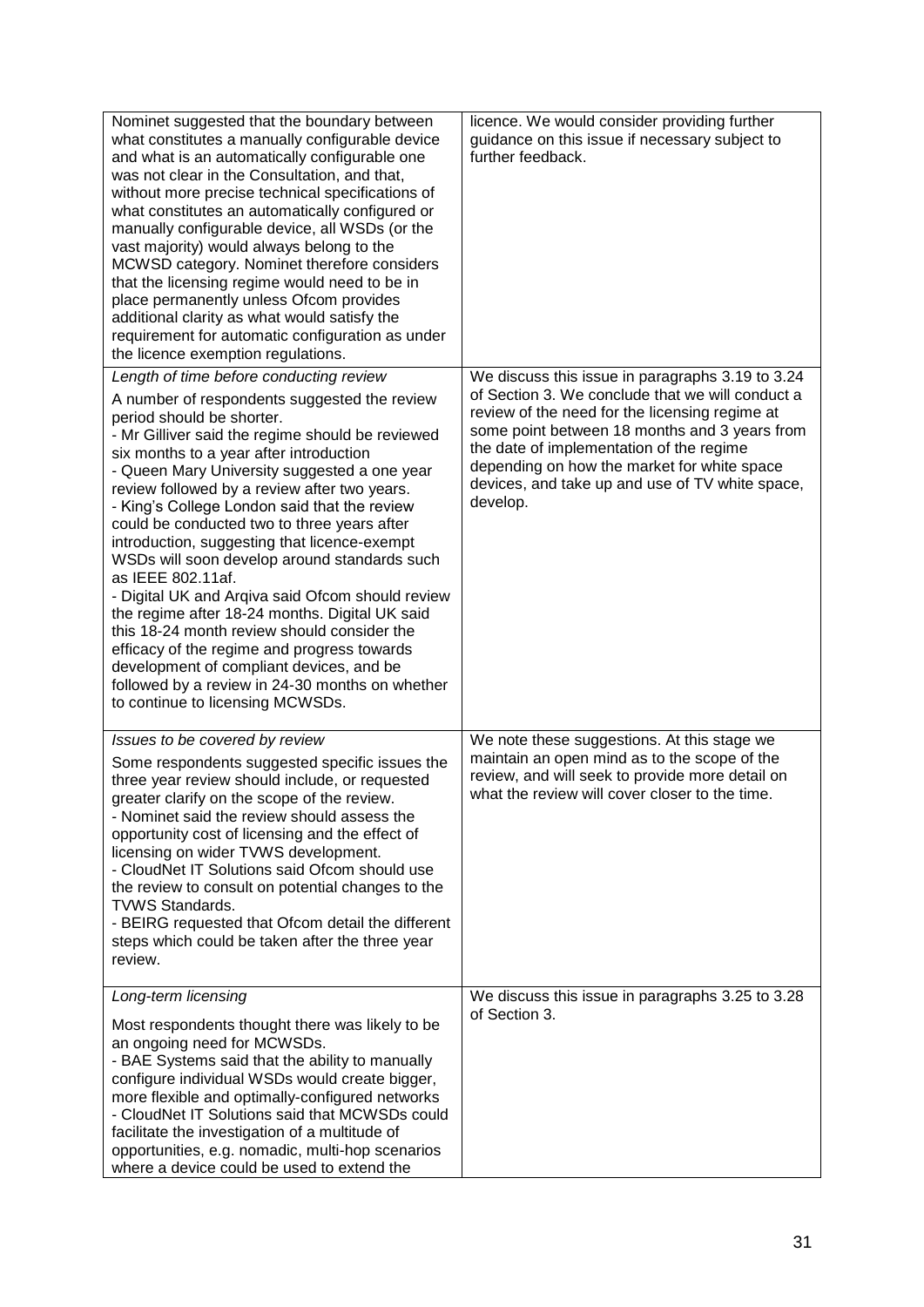| | |
|---|---|
| Nominet suggested that the boundary between what constitutes a manually configurable device and what is an automatically configurable one was not clear in the Consultation, and that, without more precise technical specifications of what constitutes an automatically configured or manually configurable device, all WSDs (or the vast majority) would always belong to the MCWSD category. Nominet therefore considers that the licensing regime would need to be in place permanently unless Ofcom provides additional clarity as what would satisfy the requirement for automatic configuration as under the licence exemption regulations. | licence. We would consider providing further guidance on this issue if necessary subject to further feedback. |
| *Length of time before conducting review*<br><br>A number of respondents suggested the review period should be shorter.<br>- Mr Gilliver said the regime should be reviewed six months to a year after introduction<br>- Queen Mary University suggested a one year review followed by a review after two years.<br>- King's College London said that the review could be conducted two to three years after introduction, suggesting that licence-exempt WSDs will soon develop around standards such as IEEE 802.11af.<br>- Digital UK and Arqiva said Ofcom should review the regime after 18-24 months. Digital UK said this 18-24 month review should consider the efficacy of the regime and progress towards development of compliant devices, and be followed by a review in 24-30 months on whether to continue to licensing MCWSDs. | We discuss this issue in paragraphs 3.19 to 3.24 of Section 3. We conclude that we will conduct a review of the need for the licensing regime at some point between 18 months and 3 years from the date of implementation of the regime depending on how the market for white space devices, and take up and use of TV white space, develop. |
| *Issues to be covered by review*<br><br>Some respondents suggested specific issues the three year review should include, or requested greater clarify on the scope of the review.<br>- Nominet said the review should assess the opportunity cost of licensing and the effect of licensing on wider TVWS development.<br>- CloudNet IT Solutions said Ofcom should use the review to consult on potential changes to the TVWS Standards.<br>- BEIRG requested that Ofcom detail the different steps which could be taken after the three year review. | We note these suggestions. At this stage we maintain an open mind as to the scope of the review, and will seek to provide more detail on what the review will cover closer to the time. |
| *Long-term licensing*<br><br>Most respondents thought there was likely to be an ongoing need for MCWSDs.<br>- BAE Systems said that the ability to manually configure individual WSDs would create bigger, more flexible and optimally-configured networks<br>- CloudNet IT Solutions said that MCWSDs could facilitate the investigation of a multitude of opportunities, e.g. nomadic, multi-hop scenarios where a device could be used to extend the | We discuss this issue in paragraphs 3.25 to 3.28 of Section 3. |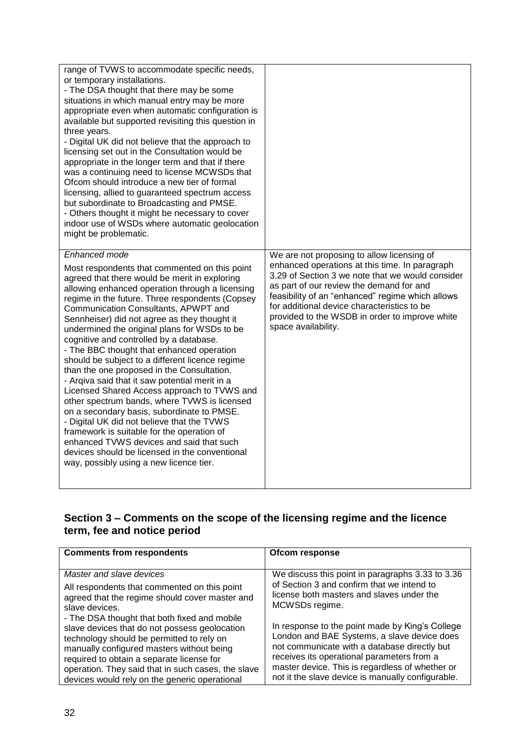| | |
|---|---|
| range of TVWS to accommodate specific needs, or temporary installations.<br>- The DSA thought that there may be some situations in which manual entry may be more appropriate even when automatic configuration is available but supported revisiting this question in three years.<br>- Digital UK did not believe that the approach to licensing set out in the Consultation would be appropriate in the longer term and that if there was a continuing need to license MCWSDs that Ofcom should introduce a new tier of formal licensing, allied to guaranteed spectrum access but subordinate to Broadcasting and PMSE.<br>- Others thought it might be necessary to cover indoor use of WSDs where automatic geolocation might be problematic. | |
| *Enhanced mode*<br>Most respondents that commented on this point agreed that there would be merit in exploring allowing enhanced operation through a licensing regime in the future. Three respondents (Copsey Communication Consultants, APWPT and Sennheiser) did not agree as they thought it undermined the original plans for WSDs to be cognitive and controlled by a database.<br>- The BBC thought that enhanced operation should be subject to a different licence regime than the one proposed in the Consultation.<br>- Arqiva said that it saw potential merit in a Licensed Shared Access approach to TVWS and other spectrum bands, where TVWS is licensed on a secondary basis, subordinate to PMSE.<br>- Digital UK did not believe that the TVWS framework is suitable for the operation of enhanced TVWS devices and said that such devices should be licensed in the conventional way, possibly using a new licence tier. | We are not proposing to allow licensing of enhanced operations at this time. In paragraph 3.29 of Section 3 we note that we would consider as part of our review the demand for and feasibility of an "enhanced" regime which allows for additional device characteristics to be provided to the WSDB in order to improve white space availability. |

## Section 3 – Comments on the scope of the licensing regime and the licence term, fee and notice period

| Comments from respondents | Ofcom response |
|---|---|
| *Master and slave devices*<br>All respondents that commented on this point agreed that the regime should cover master and slave devices.<br>- The DSA thought that both fixed and mobile slave devices that do not possess geolocation technology should be permitted to rely on manually configured masters without being required to obtain a separate license for operation. They said that in such cases, the slave devices would rely on the generic operational | We discuss this point in paragraphs 3.33 to 3.36 of Section 3 and confirm that we intend to license both masters and slaves under the MCWSDs regime.<br><br>In response to the point made by King's College London and BAE Systems, a slave device does not communicate with a database directly but receives its operational parameters from a master device. This is regardless of whether or not it the slave device is manually configurable. |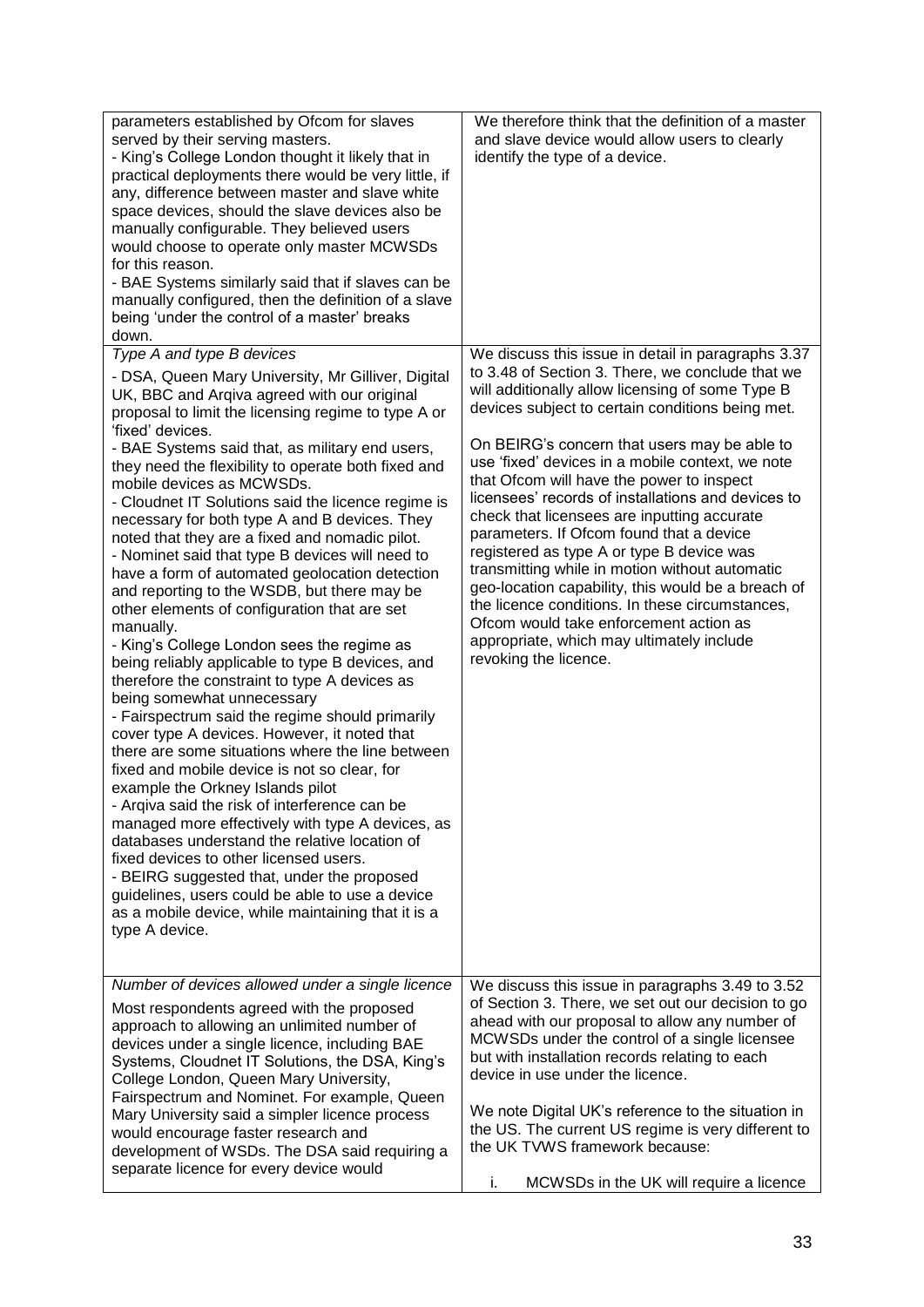| | |
|---|---|
| parameters established by Ofcom for slaves served by their serving masters.<br>- King's College London thought it likely that in practical deployments there would be very little, if any, difference between master and slave white space devices, should the slave devices also be manually configurable. They believed users would choose to operate only master MCWSDs for this reason.<br>- BAE Systems similarly said that if slaves can be manually configured, then the definition of a slave being 'under the control of a master' breaks down. | We therefore think that the definition of a master and slave device would allow users to clearly identify the type of a device. |
| *Type A and type B devices*<br>- DSA, Queen Mary University, Mr Gilliver, Digital UK, BBC and Arqiva agreed with our original proposal to limit the licensing regime to type A or 'fixed' devices.<br>- BAE Systems said that, as military end users, they need the flexibility to operate both fixed and mobile devices as MCWSDs.<br>- Cloudnet IT Solutions said the licence regime is necessary for both type A and B devices. They noted that they are a fixed and nomadic pilot.<br>- Nominet said that type B devices will need to have a form of automated geolocation detection and reporting to the WSDB, but there may be other elements of configuration that are set manually.<br>- King's College London sees the regime as being reliably applicable to type B devices, and therefore the constraint to type A devices as being somewhat unnecessary<br>- Fairspectrum said the regime should primarily cover type A devices. However, it noted that there are some situations where the line between fixed and mobile device is not so clear, for example the Orkney Islands pilot<br>- Arqiva said the risk of interference can be managed more effectively with type A devices, as databases understand the relative location of fixed devices to other licensed users.<br>- BEIRG suggested that, under the proposed guidelines, users could be able to use a device as a mobile device, while maintaining that it is a type A device. | We discuss this issue in detail in paragraphs 3.37 to 3.48 of Section 3. There, we conclude that we will additionally allow licensing of some Type B devices subject to certain conditions being met.<br><br>On BEIRG's concern that users may be able to use 'fixed' devices in a mobile context, we note that Ofcom will have the power to inspect licensees' records of installations and devices to check that licensees are inputting accurate parameters. If Ofcom found that a device registered as type A or type B device was transmitting while in motion without automatic geo-location capability, this would be a breach of the licence conditions. In these circumstances, Ofcom would take enforcement action as appropriate, which may ultimately include revoking the licence. |
| *Number of devices allowed under a single licence*<br>Most respondents agreed with the proposed approach to allowing an unlimited number of devices under a single licence, including BAE Systems, Cloudnet IT Solutions, the DSA, King's College London, Queen Mary University, Fairspectrum and Nominet. For example, Queen Mary University said a simpler licence process would encourage faster research and development of WSDs. The DSA said requiring a separate licence for every device would | We discuss this issue in paragraphs 3.49 to 3.52 of Section 3. There, we set out our decision to go ahead with our proposal to allow any number of MCWSDs under the control of a single licensee but with installation records relating to each device in use under the licence.<br><br>We note Digital UK's reference to the situation in the US. The current US regime is very different to the UK TVWS framework because:<br><br>i. MCWSDs in the UK will require a licence |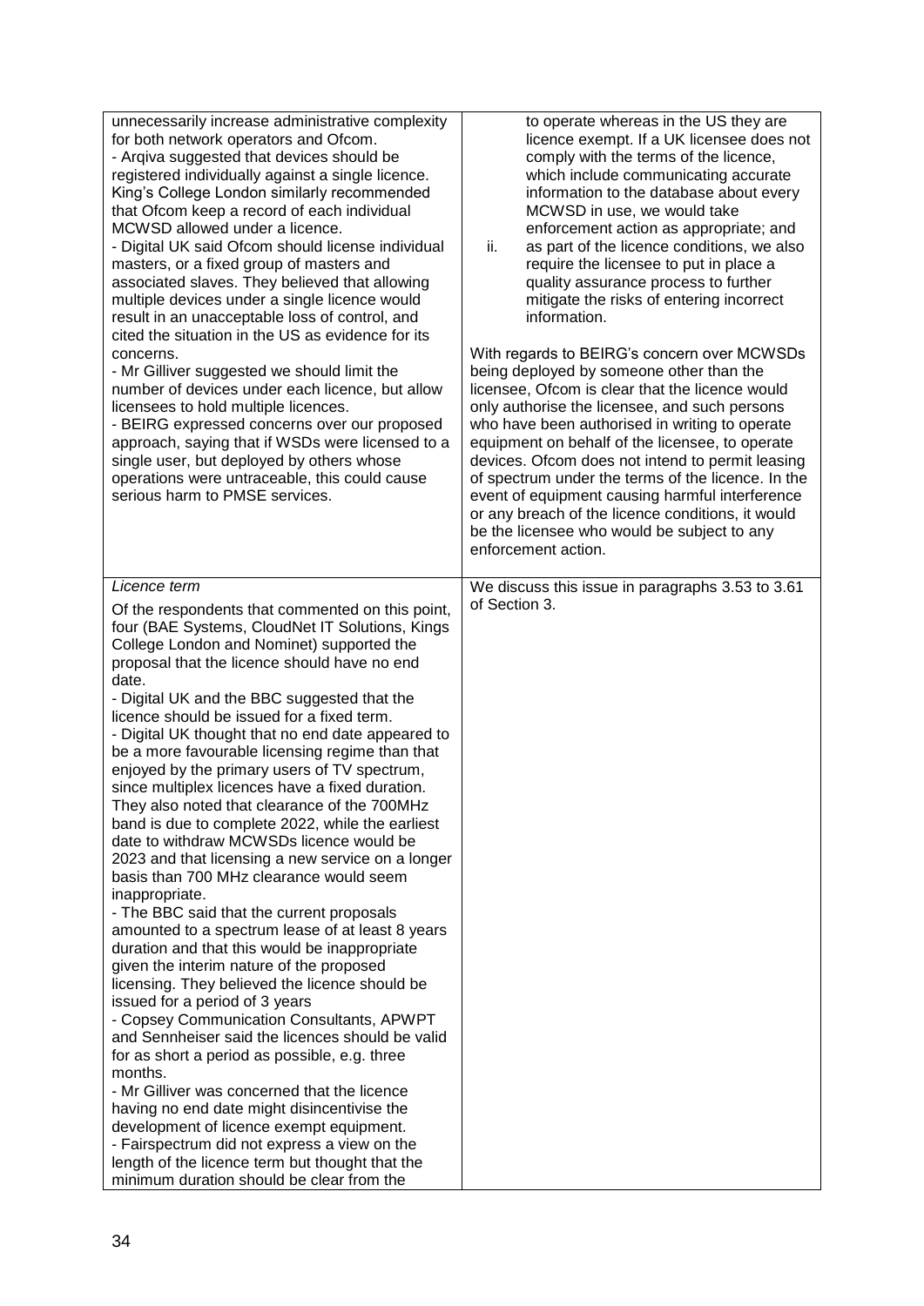| | |
|---|---|
| unnecessarily increase administrative complexity for both network operators and Ofcom.<br>- Arqiva suggested that devices should be registered individually against a single licence. King's College London similarly recommended that Ofcom keep a record of each individual MCWSD allowed under a licence.<br>- Digital UK said Ofcom should license individual masters, or a fixed group of masters and associated slaves. They believed that allowing multiple devices under a single licence would result in an unacceptable loss of control, and cited the situation in the US as evidence for its concerns.<br>- Mr Gilliver suggested we should limit the number of devices under each licence, but allow licensees to hold multiple licences.<br>- BEIRG expressed concerns over our proposed approach, saying that if WSDs were licensed to a single user, but deployed by others whose operations were untraceable, this could cause serious harm to PMSE services. | to operate whereas in the US they are licence exempt. If a UK licensee does not comply with the terms of the licence, which include communicating accurate information to the database about every MCWSD in use, we would take enforcement action as appropriate; and<br>ii. as part of the licence conditions, we also require the licensee to put in place a quality assurance process to further mitigate the risks of entering incorrect information.<br><br>With regards to BEIRG's concern over MCWSDs being deployed by someone other than the licensee, Ofcom is clear that the licence would only authorise the licensee, and such persons who have been authorised in writing to operate equipment on behalf of the licensee, to operate devices. Ofcom does not intend to permit leasing of spectrum under the terms of the licence. In the event of equipment causing harmful interference or any breach of the licence conditions, it would be the licensee who would be subject to any enforcement action. |
| *Licence term*<br><br>Of the respondents that commented on this point, four (BAE Systems, CloudNet IT Solutions, Kings College London and Nominet) supported the proposal that the licence should have no end date.<br>- Digital UK and the BBC suggested that the licence should be issued for a fixed term.<br>- Digital UK thought that no end date appeared to be a more favourable licensing regime than that enjoyed by the primary users of TV spectrum, since multiplex licences have a fixed duration. They also noted that clearance of the 700MHz band is due to complete 2022, while the earliest date to withdraw MCWSDs licence would be 2023 and that licensing a new service on a longer basis than 700 MHz clearance would seem inappropriate.<br>- The BBC said that the current proposals amounted to a spectrum lease of at least 8 years duration and that this would be inappropriate given the interim nature of the proposed licensing. They believed the licence should be issued for a period of 3 years<br>- Copsey Communication Consultants, APWPT and Sennheiser said the licences should be valid for as short a period as possible, e.g. three months.<br>- Mr Gilliver was concerned that the licence having no end date might disincentivise the development of licence exempt equipment.<br>- Fairspectrum did not express a view on the length of the licence term but thought that the minimum duration should be clear from the | We discuss this issue in paragraphs 3.53 to 3.61 of Section 3. |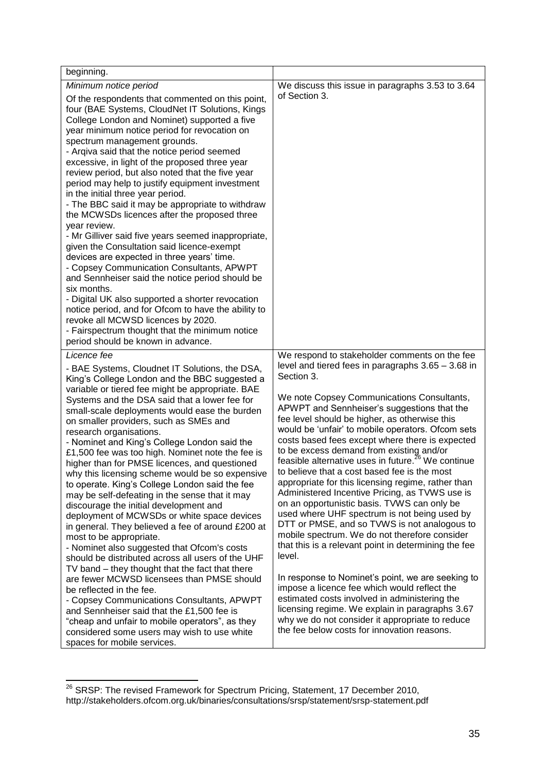| | |
|---|---|
| beginning. | |
| *Minimum notice period*<br><br>Of the respondents that commented on this point, four (BAE Systems, CloudNet IT Solutions, Kings College London and Nominet) supported a five year minimum notice period for revocation on spectrum management grounds.<br>- Arqiva said that the notice period seemed excessive, in light of the proposed three year review period, but also noted that the five year period may help to justify equipment investment in the initial three year period.<br>- The BBC said it may be appropriate to withdraw the MCWSDs licences after the proposed three year review.<br>- Mr Gilliver said five years seemed inappropriate, given the Consultation said licence-exempt devices are expected in three years' time.<br>- Copsey Communication Consultants, APWPT and Sennheiser said the notice period should be six months.<br>- Digital UK also supported a shorter revocation notice period, and for Ofcom to have the ability to revoke all MCWSD licences by 2020.<br>- Fairspectrum thought that the minimum notice period should be known in advance. | We discuss this issue in paragraphs 3.53 to 3.64 of Section 3. |
| *Licence fee*<br><br>- BAE Systems, Cloudnet IT Solutions, the DSA, King's College London and the BBC suggested a variable or tiered fee might be appropriate. BAE Systems and the DSA said that a lower fee for small-scale deployments would ease the burden on smaller providers, such as SMEs and research organisations.<br>- Nominet and King's College London said the £1,500 fee was too high. Nominet note the fee is higher than for PMSE licences, and questioned why this licensing scheme would be so expensive to operate. King's College London said the fee may be self-defeating in the sense that it may discourage the initial development and deployment of MCWSDs or white space devices in general. They believed a fee of around £200 at most to be appropriate.<br>- Nominet also suggested that Ofcom's costs should be distributed across all users of the UHF TV band – they thought that the fact that there are fewer MCWSD licensees than PMSE should be reflected in the fee.<br>- Copsey Communications Consultants, APWPT and Sennheiser said that the £1,500 fee is "cheap and unfair to mobile operators", as they considered some users may wish to use white spaces for mobile services. | We respond to stakeholder comments on the fee level and tiered fees in paragraphs 3.65 – 3.68 in Section 3.<br><br>We note Copsey Communications Consultants, APWPT and Sennheiser's suggestions that the fee level should be higher, as otherwise this would be 'unfair' to mobile operators. Ofcom sets costs based fees except where there is expected to be excess demand from existing and/or feasible alternative uses in future.[26] We continue to believe that a cost based fee is the most appropriate for this licensing regime, rather than Administered Incentive Pricing, as TVWS use is on an opportunistic basis. TVWS can only be used where UHF spectrum is not being used by DTT or PMSE, and so TVWS is not analogous to mobile spectrum. We do not therefore consider that this is a relevant point in determining the fee level.<br><br>In response to Nominet's point, we are seeking to impose a licence fee which would reflect the estimated costs involved in administering the licensing regime. We explain in paragraphs 3.67 why we do not consider it appropriate to reduce the fee below costs for innovation reasons. |

[26] SRSP: The revised Framework for Spectrum Pricing, Statement, 17 December 2010, http://stakeholders.ofcom.org.uk/binaries/consultations/srsp/statement/srsp-statement.pdf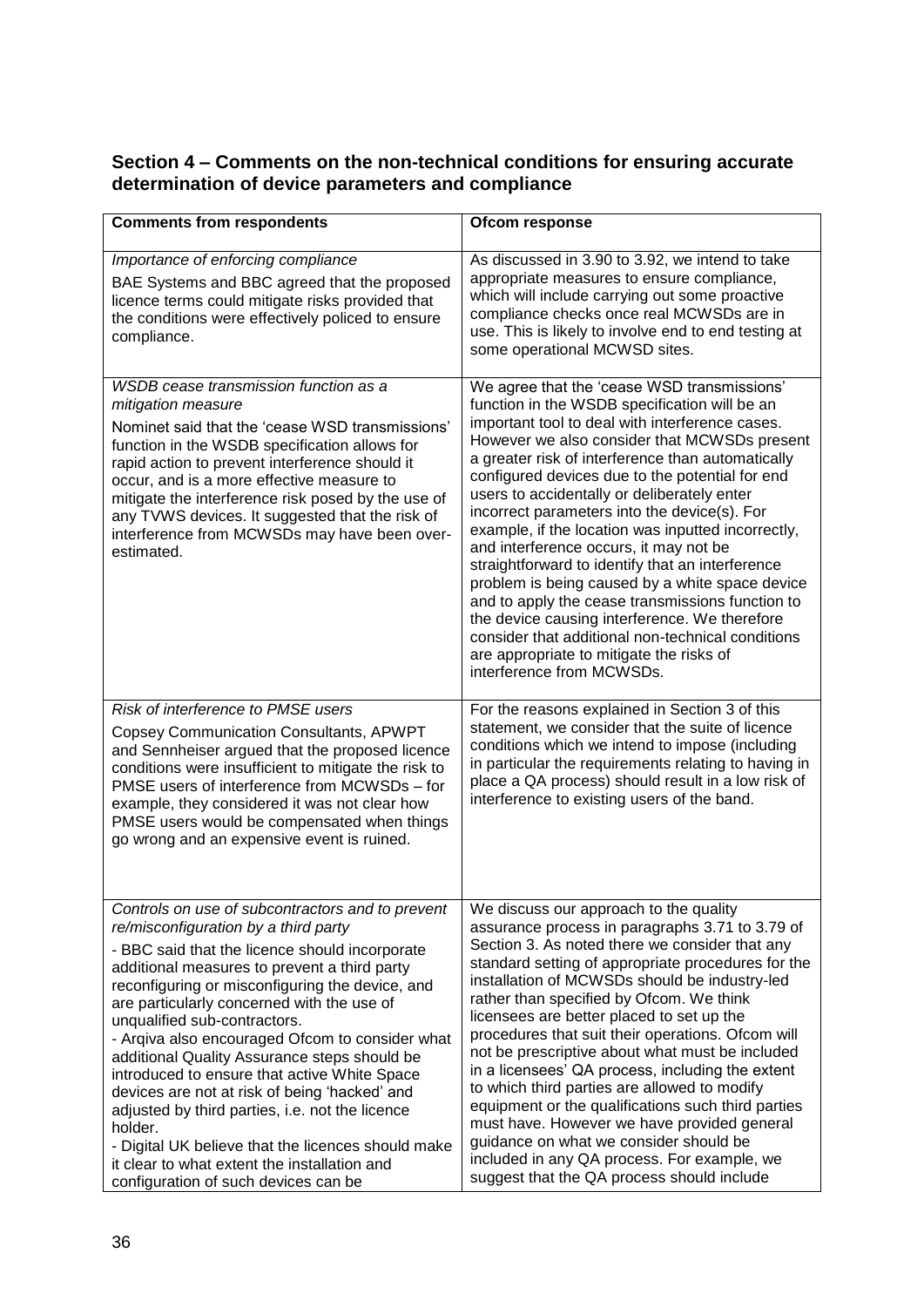## Section 4 – Comments on the non-technical conditions for ensuring accurate determination of device parameters and compliance

| Comments from respondents | Ofcom response |
|---|---|
| *Importance of enforcing compliance*<br><br>BAE Systems and BBC agreed that the proposed licence terms could mitigate risks provided that the conditions were effectively policed to ensure compliance. | As discussed in 3.90 to 3.92, we intend to take appropriate measures to ensure compliance, which will include carrying out some proactive compliance checks once real MCWSDs are in use. This is likely to involve end to end testing at some operational MCWSD sites. |
| *WSDB cease transmission function as a mitigation measure*<br><br>Nominet said that the 'cease WSD transmissions' function in the WSDB specification allows for rapid action to prevent interference should it occur, and is a more effective measure to mitigate the interference risk posed by the use of any TVWS devices. It suggested that the risk of interference from MCWSDs may have been over-estimated. | We agree that the 'cease WSD transmissions' function in the WSDB specification will be an important tool to deal with interference cases. However we also consider that MCWSDs present a greater risk of interference than automatically configured devices due to the potential for end users to accidentally or deliberately enter incorrect parameters into the device(s). For example, if the location was inputted incorrectly, and interference occurs, it may not be straightforward to identify that an interference problem is being caused by a white space device and to apply the cease transmissions function to the device causing interference. We therefore consider that additional non-technical conditions are appropriate to mitigate the risks of interference from MCWSDs. |
| *Risk of interference to PMSE users*<br><br>Copsey Communication Consultants, APWPT and Sennheiser argued that the proposed licence conditions were insufficient to mitigate the risk to PMSE users of interference from MCWSDs – for example, they considered it was not clear how PMSE users would be compensated when things go wrong and an expensive event is ruined. | For the reasons explained in Section 3 of this statement, we consider that the suite of licence conditions which we intend to impose (including in particular the requirements relating to having in place a QA process) should result in a low risk of interference to existing users of the band. |
| *Controls on use of subcontractors and to prevent re/misconfiguration by a third party*<br><br>- BBC said that the licence should incorporate additional measures to prevent a third party reconfiguring or misconfiguring the device, and are particularly concerned with the use of unqualified sub-contractors.<br>- Arqiva also encouraged Ofcom to consider what additional Quality Assurance steps should be introduced to ensure that active White Space devices are not at risk of being 'hacked' and adjusted by third parties, i.e. not the licence holder.<br>- Digital UK believe that the licences should make it clear to what extent the installation and configuration of such devices can be | We discuss our approach to the quality assurance process in paragraphs 3.71 to 3.79 of Section 3. As noted there we consider that any standard setting of appropriate procedures for the installation of MCWSDs should be industry-led rather than specified by Ofcom. We think licensees are better placed to set up the procedures that suit their operations. Ofcom will not be prescriptive about what must be included in a licensees' QA process, including the extent to which third parties are allowed to modify equipment or the qualifications such third parties must have. However we have provided general guidance on what we consider should be included in any QA process. For example, we suggest that the QA process should include |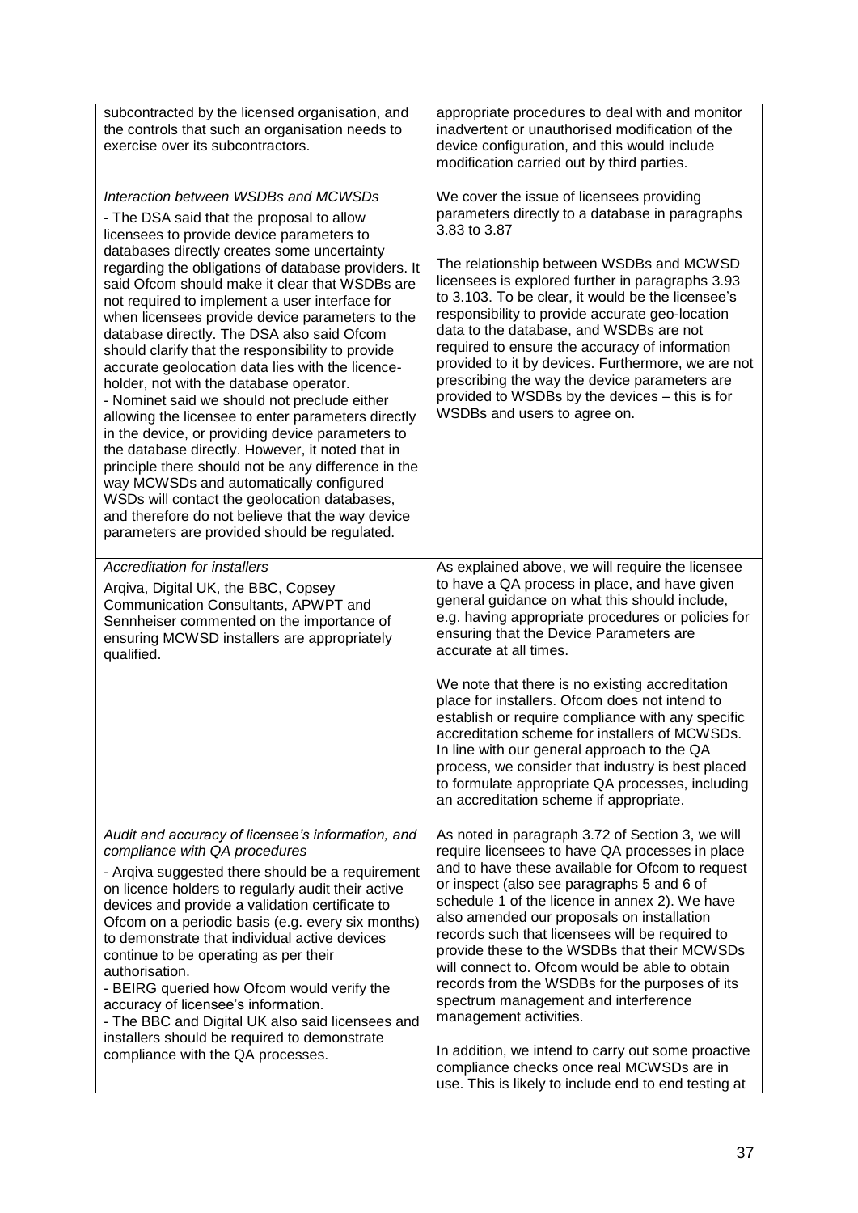| | |
|---|---|
| subcontracted by the licensed organisation, and the controls that such an organisation needs to exercise over its subcontractors. | appropriate procedures to deal with and monitor inadvertent or unauthorised modification of the device configuration, and this would include modification carried out by third parties. |
| *Interaction between WSDBs and MCWSDs*<br><br>- The DSA said that the proposal to allow licensees to provide device parameters to databases directly creates some uncertainty regarding the obligations of database providers. It said Ofcom should make it clear that WSDBs are not required to implement a user interface for when licensees provide device parameters to the database directly. The DSA also said Ofcom should clarify that the responsibility to provide accurate geolocation data lies with the licence-holder, not with the database operator.<br>- Nominet said we should not preclude either allowing the licensee to enter parameters directly in the device, or providing device parameters to the database directly. However, it noted that in principle there should not be any difference in the way MCWSDs and automatically configured WSDs will contact the geolocation databases, and therefore do not believe that the way device parameters are provided should be regulated. | We cover the issue of licensees providing parameters directly to a database in paragraphs 3.83 to 3.87<br><br>The relationship between WSDBs and MCWSD licensees is explored further in paragraphs 3.93 to 3.103. To be clear, it would be the licensee's responsibility to provide accurate geo-location data to the database, and WSDBs are not required to ensure the accuracy of information provided to it by devices. Furthermore, we are not prescribing the way the device parameters are provided to WSDBs by the devices – this is for WSDBs and users to agree on. |
| *Accreditation for installers*<br><br>Arqiva, Digital UK, the BBC, Copsey Communication Consultants, APWPT and Sennheiser commented on the importance of ensuring MCWSD installers are appropriately qualified. | As explained above, we will require the licensee to have a QA process in place, and have given general guidance on what this should include, e.g. having appropriate procedures or policies for ensuring that the Device Parameters are accurate at all times.<br><br>We note that there is no existing accreditation place for installers. Ofcom does not intend to establish or require compliance with any specific accreditation scheme for installers of MCWSDs. In line with our general approach to the QA process, we consider that industry is best placed to formulate appropriate QA processes, including an accreditation scheme if appropriate. |
| *Audit and accuracy of licensee's information, and compliance with QA procedures*<br><br>- Arqiva suggested there should be a requirement on licence holders to regularly audit their active devices and provide a validation certificate to Ofcom on a periodic basis (e.g. every six months) to demonstrate that individual active devices continue to be operating as per their authorisation.<br>- BEIRG queried how Ofcom would verify the accuracy of licensee's information.<br>- The BBC and Digital UK also said licensees and installers should be required to demonstrate compliance with the QA processes. | As noted in paragraph 3.72 of Section 3, we will require licensees to have QA processes in place and to have these available for Ofcom to request or inspect (also see paragraphs 5 and 6 of schedule 1 of the licence in annex 2). We have also amended our proposals on installation records such that licensees will be required to provide these to the WSDBs that their MCWSDs will connect to. Ofcom would be able to obtain records from the WSDBs for the purposes of its spectrum management and interference management activities.<br><br>In addition, we intend to carry out some proactive compliance checks once real MCWSDs are in use. This is likely to include end to end testing at |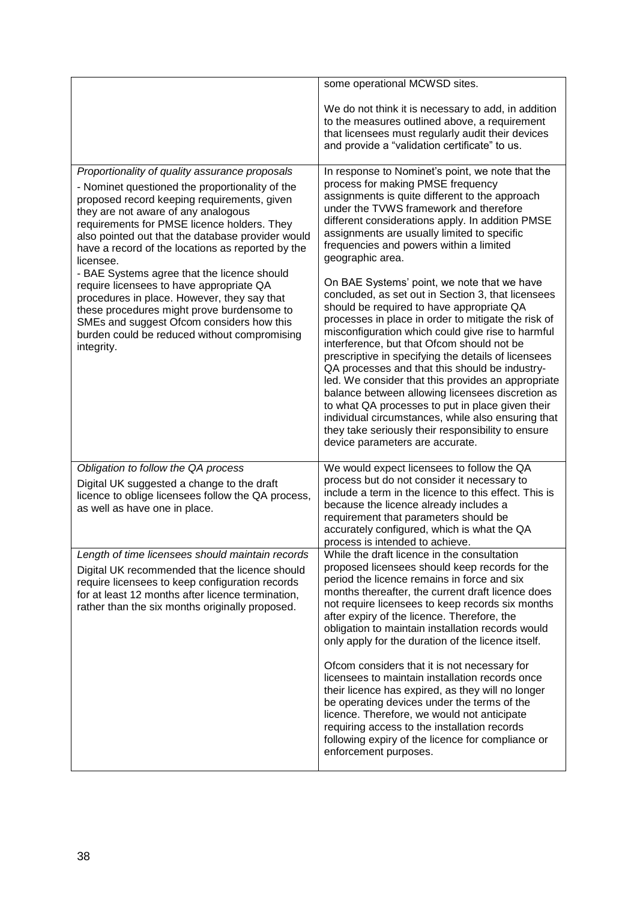| | |
|---|---|
| | some operational MCWSD sites.<br><br>We do not think it is necessary to add, in addition to the measures outlined above, a requirement that licensees must regularly audit their devices and provide a "validation certificate" to us. |
| *Proportionality of quality assurance proposals*<br><br>- Nominet questioned the proportionality of the proposed record keeping requirements, given they are not aware of any analogous requirements for PMSE licence holders. They also pointed out that the database provider would have a record of the locations as reported by the licensee.<br>- BAE Systems agree that the licence should require licensees to have appropriate QA procedures in place. However, they say that these procedures might prove burdensome to SMEs and suggest Ofcom considers how this burden could be reduced without compromising integrity. | In response to Nominet's point, we note that the process for making PMSE frequency assignments is quite different to the approach under the TVWS framework and therefore different considerations apply. In addition PMSE assignments are usually limited to specific frequencies and powers within a limited geographic area.<br><br>On BAE Systems' point, we note that we have concluded, as set out in Section 3, that licensees should be required to have appropriate QA processes in place in order to mitigate the risk of misconfiguration which could give rise to harmful interference, but that Ofcom should not be prescriptive in specifying the details of licensees QA processes and that this should be industry-led. We consider that this provides an appropriate balance between allowing licensees discretion as to what QA processes to put in place given their individual circumstances, while also ensuring that they take seriously their responsibility to ensure device parameters are accurate. |
| *Obligation to follow the QA process*<br><br>Digital UK suggested a change to the draft licence to oblige licensees follow the QA process, as well as have one in place. | We would expect licensees to follow the QA process but do not consider it necessary to include a term in the licence to this effect. This is because the licence already includes a requirement that parameters should be accurately configured, which is what the QA process is intended to achieve. |
| *Length of time licensees should maintain records*<br><br>Digital UK recommended that the licence should require licensees to keep configuration records for at least 12 months after licence termination, rather than the six months originally proposed. | While the draft licence in the consultation proposed licensees should keep records for the period the licence remains in force and six months thereafter, the current draft licence does not require licensees to keep records six months after expiry of the licence. Therefore, the obligation to maintain installation records would only apply for the duration of the licence itself.<br><br>Ofcom considers that it is not necessary for licensees to maintain installation records once their licence has expired, as they will no longer be operating devices under the terms of the licence. Therefore, we would not anticipate requiring access to the installation records following expiry of the licence for compliance or enforcement purposes. |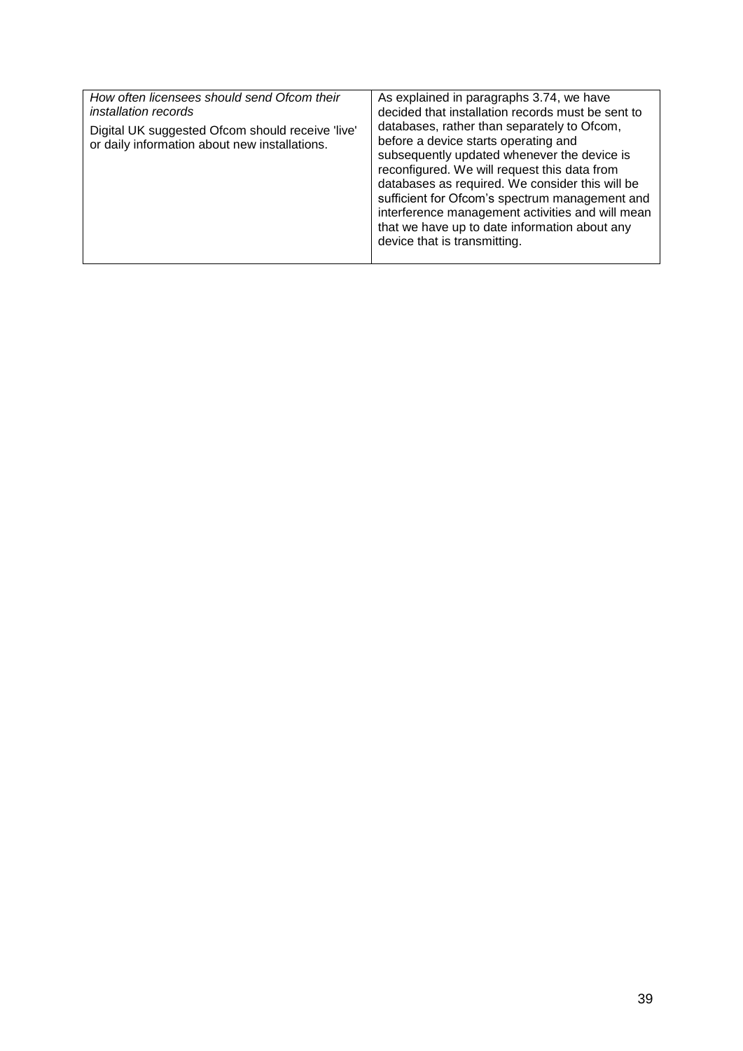| | |
|---|---|
| *How often licensees should send Ofcom their installation records*<br><br>Digital UK suggested Ofcom should receive 'live' or daily information about new installations. | As explained in paragraphs 3.74, we have decided that installation records must be sent to databases, rather than separately to Ofcom, before a device starts operating and subsequently updated whenever the device is reconfigured. We will request this data from databases as required. We consider this will be sufficient for Ofcom's spectrum management and interference management activities and will mean that we have up to date information about any device that is transmitting. |